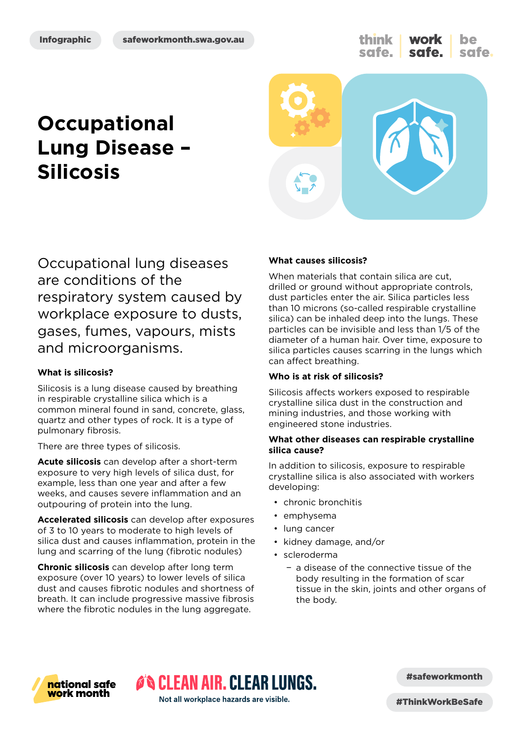Infographic

safeworkmonth.swa.gov.au

think safe. work safe. be safe.

# Occupational Lung Disease – Silicosis

Occupational lung diseases are conditions of the respiratory system caused by workplace exposure to dusts, gases, fumes, vapours, mists and microorganisms.

### What is silicosis?

Silicosis is a lung disease caused by breathing in respirable crystalline silica which is a common mineral found in sand, concrete, glass, quartz and other types of rock. It is a type of pulmonary fibrosis.

There are three types of silicosis.

**Acute silicosis** can develop after a short-term exposure to very high levels of silica dust, for example, less than one year and after a few weeks, and causes severe inflammation and an outpouring of protein into the lung.

**Accelerated silicosis** can develop after exposures of 3 to 10 years to moderate to high levels of silica dust and causes inflammation, protein in the lung and scarring of the lung (fibrotic nodules)

**Chronic silicosis** can develop after long term exposure (over 10 years) to lower levels of silica dust and causes fibrotic nodules and shortness of breath. It can include progressive massive fibrosis where the fibrotic nodules in the lung aggregate.

### What causes silicosis?

When materials that contain silica are cut, drilled or ground without appropriate controls, dust particles enter the air. Silica particles less than 10 microns (so-called respirable crystalline silica) can be inhaled deep into the lungs. These particles can be invisible and less than 1/5 of the diameter of a human hair. Over time, exposure to silica particles causes scarring in the lungs which can affect breathing.

### Who is at risk of silicosis?

Silicosis affects workers exposed to respirable crystalline silica dust in the construction and mining industries, and those working with engineered stone industries.

### What other diseases can respirable crystalline silica cause?

In addition to silicosis, exposure to respirable crystalline silica is also associated with workers developing:

- chronic bronchitis
- emphysema
- lung cancer
- kidney damage, and/or
- scleroderma
  - a disease of the connective tissue of the body resulting in the formation of scar tissue in the skin, joints and other organs of the body.

national safe work month

CLEAN AIR. CLEAR LUNGS. Not all workplace hazards are visible.

#safeworkmonth

#ThinkWorkBeSafe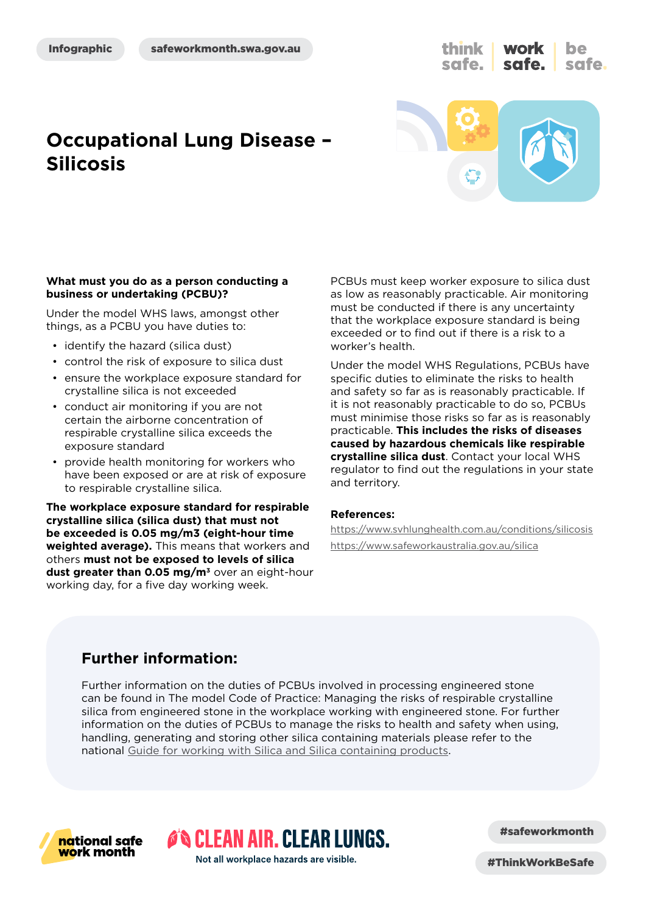# Occupational Lung Disease – Silicosis

**What must you do as a person conducting a business or undertaking (PCBU)?**

Under the model WHS laws, amongst other things, as a PCBU you have duties to:

- identify the hazard (silica dust)
- control the risk of exposure to silica dust
- ensure the workplace exposure standard for crystalline silica is not exceeded
- conduct air monitoring if you are not certain the airborne concentration of respirable crystalline silica exceeds the exposure standard
- provide health monitoring for workers who have been exposed or are at risk of exposure to respirable crystalline silica.

**The workplace exposure standard for respirable crystalline silica (silica dust) that must not be exceeded is 0.05 mg/m3 (eight-hour time weighted average).** This means that workers and others **must not be exposed to levels of silica dust greater than 0.05 mg/m³** over an eight-hour working day, for a five day working week.

PCBUs must keep worker exposure to silica dust as low as reasonably practicable. Air monitoring must be conducted if there is any uncertainty that the workplace exposure standard is being exceeded or to find out if there is a risk to a worker's health.

Under the model WHS Regulations, PCBUs have specific duties to eliminate the risks to health and safety so far as is reasonably practicable. If it is not reasonably practicable to do so, PCBUs must minimise those risks so far as is reasonably practicable. **This includes the risks of diseases caused by hazardous chemicals like respirable crystalline silica dust**. Contact your local WHS regulator to find out the regulations in your state and territory.

**References:**

https://www.svhlunghealth.com.au/conditions/silicosis

https://www.safeworkaustralia.gov.au/silica

## Further information:

Further information on the duties of PCBUs involved in processing engineered stone can be found in The model Code of Practice: Managing the risks of respirable crystalline silica from engineered stone in the workplace working with engineered stone. For further information on the duties of PCBUs to manage the risks to health and safety when using, handling, generating and storing other silica containing materials please refer to the national Guide for working with Silica and Silica containing products.

national safe work month

CLEAN AIR. CLEAR LUNGS.

Not all workplace hazards are visible.

#safeworkmonth

#ThinkWorkBeSafe